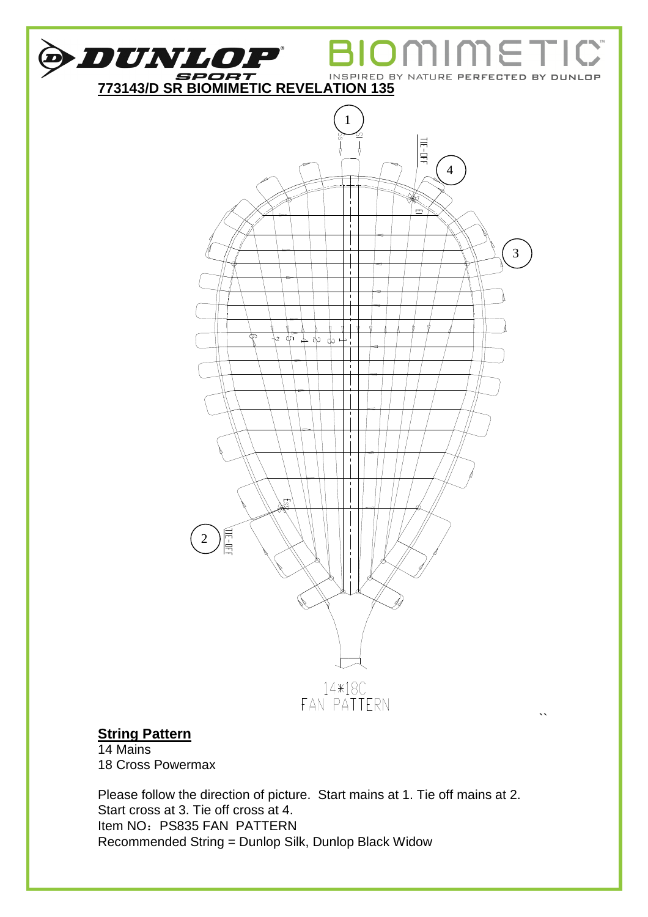DUNLOP SPORT

BIOMIMETIC

INSPIRED BY NATURE PERFECTED BY DUNLOP

**773143/D SR BIOMIMETIC REVELATION 135**

14*18C
FAN PATTERN

**String Pattern**

14 Mains
18 Cross Powermax

Please follow the direction of picture. Start mains at 1. Tie off mains at 2.
Start cross at 3. Tie off cross at 4.
Item NO：PS835 FAN PATTERN
Recommended String = Dunlop Silk, Dunlop Black Widow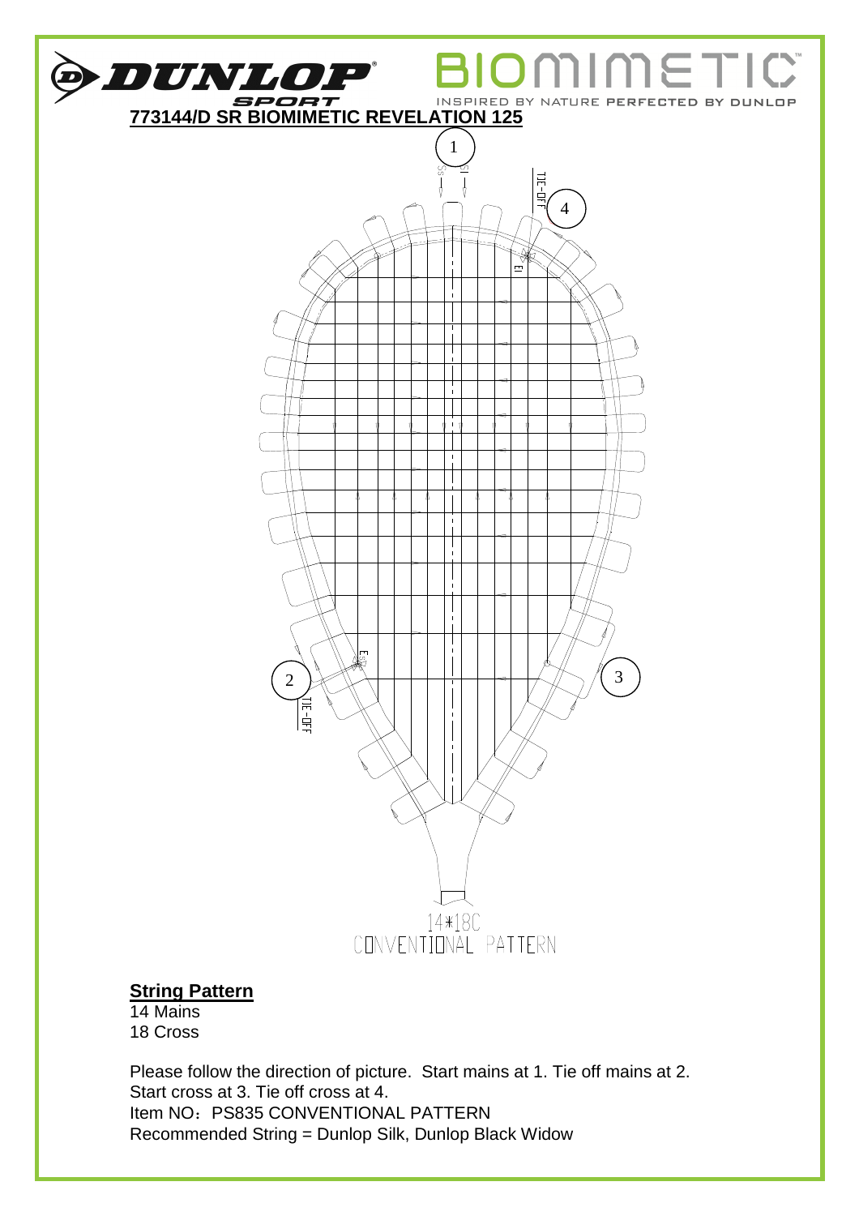**773144/D SR BIOMIMETIC REVELATION 125**

14*18C
CONVENTIONAL PATTERN

**String Pattern**

14 Mains
18 Cross

Please follow the direction of picture. Start mains at 1. Tie off mains at 2.
Start cross at 3. Tie off cross at 4.
Item NO：PS835 CONVENTIONAL PATTERN
Recommended String = Dunlop Silk, Dunlop Black Widow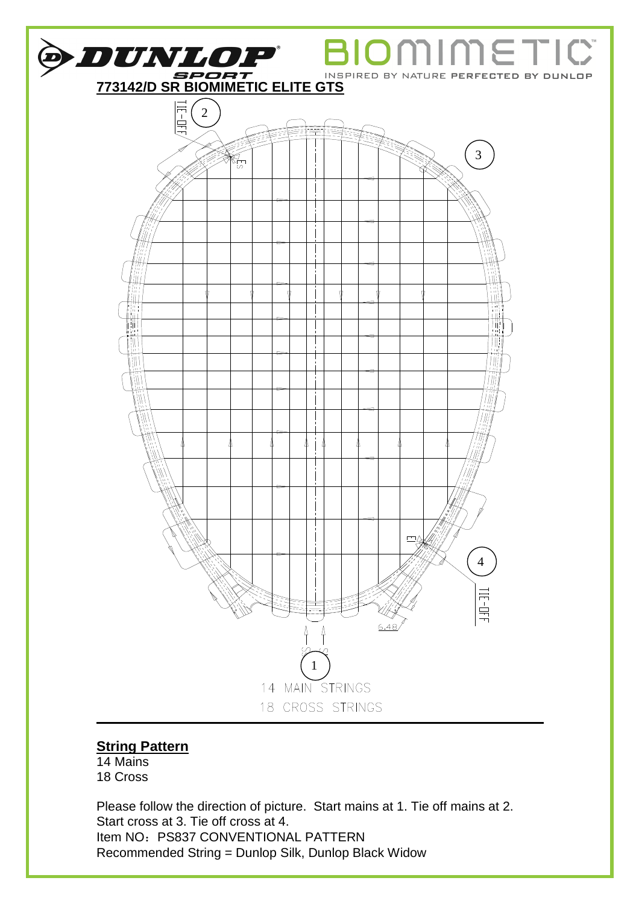**773142/D SR BIOMIMETIC ELITE GTS**

14 MAIN STRINGS

18 CROSS STRINGS

## String Pattern

14 Mains
18 Cross

Please follow the direction of picture. Start mains at 1. Tie off mains at 2. Start cross at 3. Tie off cross at 4.
Item NO：PS837 CONVENTIONAL PATTERN
Recommended String = Dunlop Silk, Dunlop Black Widow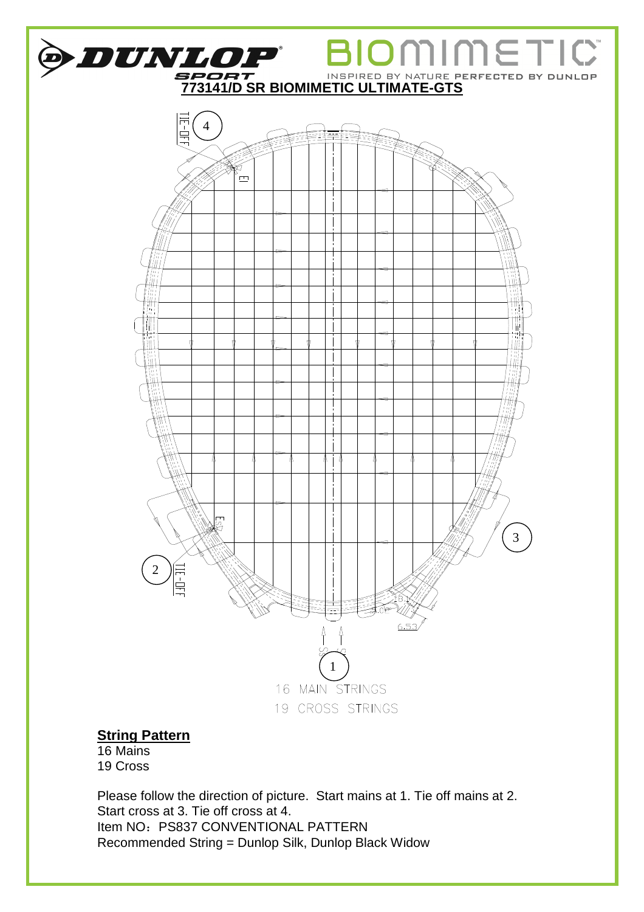# 773141/D SR BIOMIMETIC ULTIMATE-GTS

16 MAIN STRINGS

19 CROSS STRINGS

**String Pattern**

16 Mains

19 Cross

Please follow the direction of picture. Start mains at 1. Tie off mains at 2. Start cross at 3. Tie off cross at 4.

Item NO：PS837 CONVENTIONAL PATTERN

Recommended String = Dunlop Silk, Dunlop Black Widow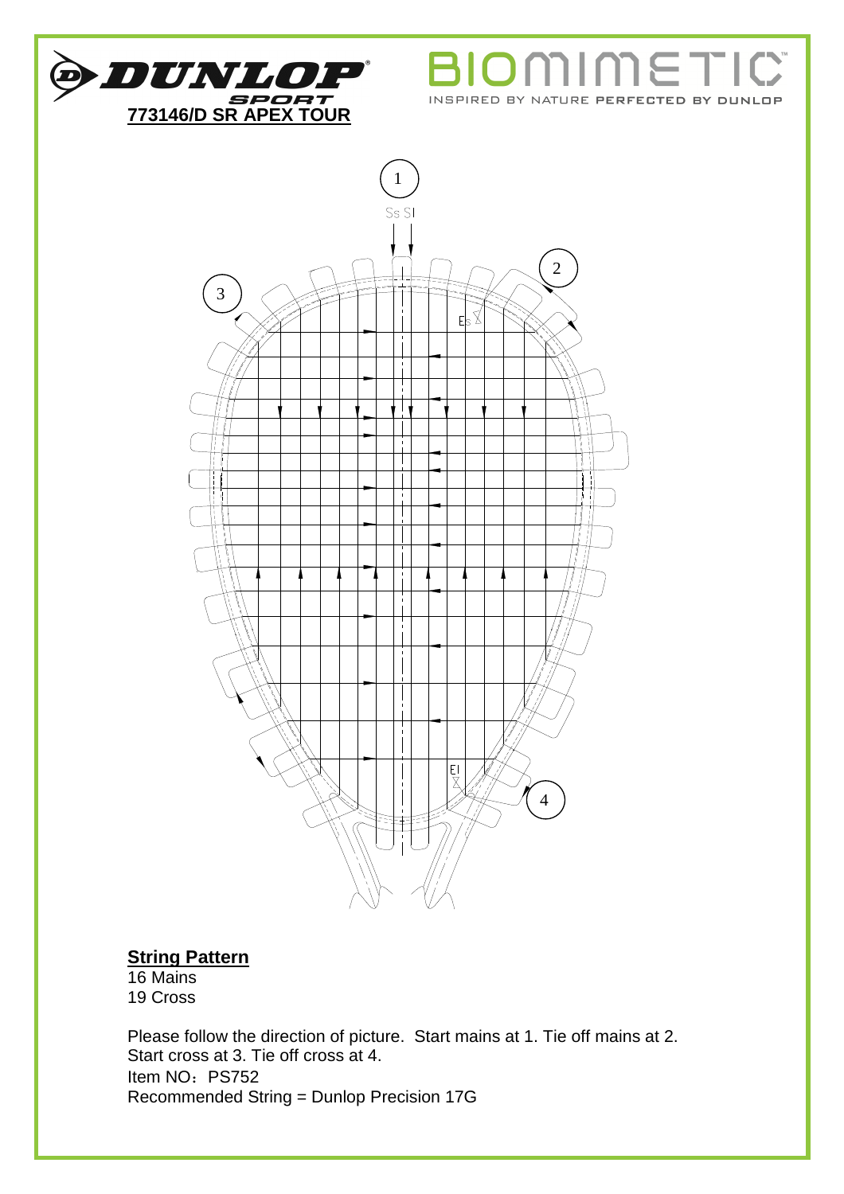DUNLOP SPORT

**773146/D SR APEX TOUR**

BIOMIMETIC™

INSPIRED BY NATURE PERFECTED BY DUNLOP

1

Ss Sl

2

3

Es

El

4

**String Pattern**

16 Mains
19 Cross

Please follow the direction of picture. Start mains at 1. Tie off mains at 2.
Start cross at 3. Tie off cross at 4.
Item NO：PS752
Recommended String = Dunlop Precision 17G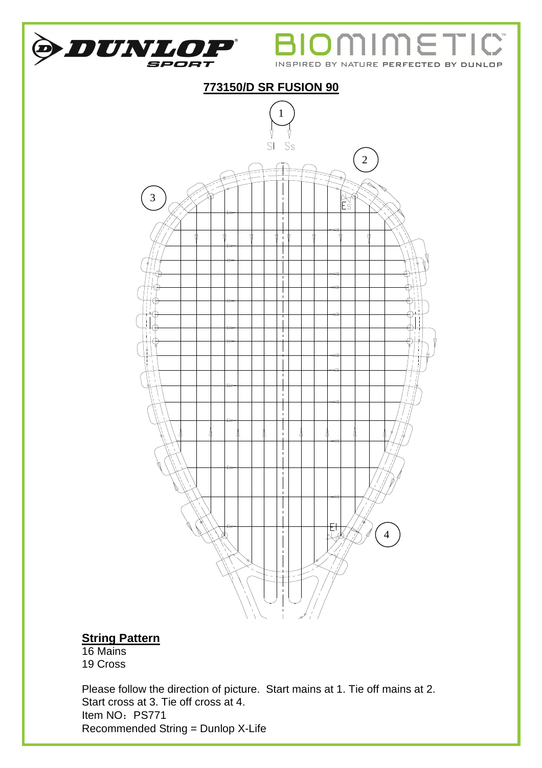## 773150/D SR FUSION 90

### String Pattern

16 Mains
19 Cross

Please follow the direction of picture. Start mains at 1. Tie off mains at 2.
Start cross at 3. Tie off cross at 4.
Item NO：PS771
Recommended String = Dunlop X-Life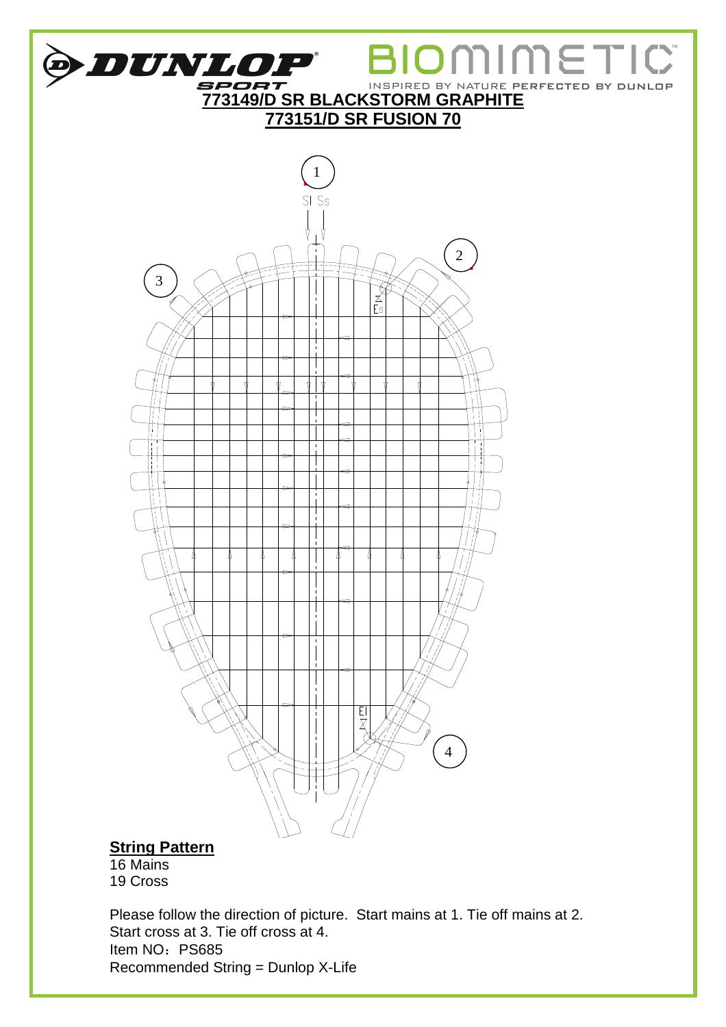DUNLOP SPORT

BIOMIMETIC™

INSPIRED BY NATURE PERFECTED BY DUNLOP

**773149/D SR BLACKSTORM GRAPHITE**

**773151/D SR FUSION 70**

1

SI Ss

2

3

Es

El

4

**String Pattern**

16 Mains
19 Cross

Please follow the direction of picture. Start mains at 1. Tie off mains at 2.
Start cross at 3. Tie off cross at 4.
Item NO：PS685
Recommended String = Dunlop X-Life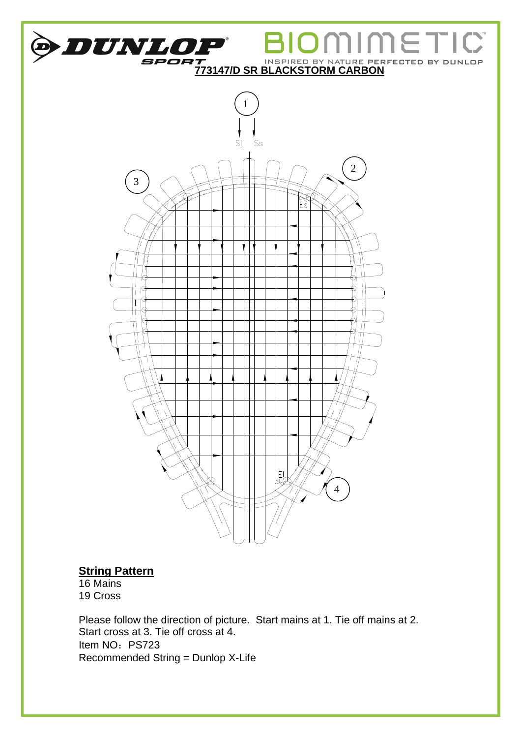DUNLOP SPORT

BIOMIMETIC

INSPIRED BY NATURE PERFECTED BY DUNLOP

**773147/D SR BLACKSTORM CARBON**

## String Pattern

16 Mains
19 Cross

Please follow the direction of picture. Start mains at 1. Tie off mains at 2.
Start cross at 3. Tie off cross at 4.
Item NO：PS723
Recommended String = Dunlop X-Life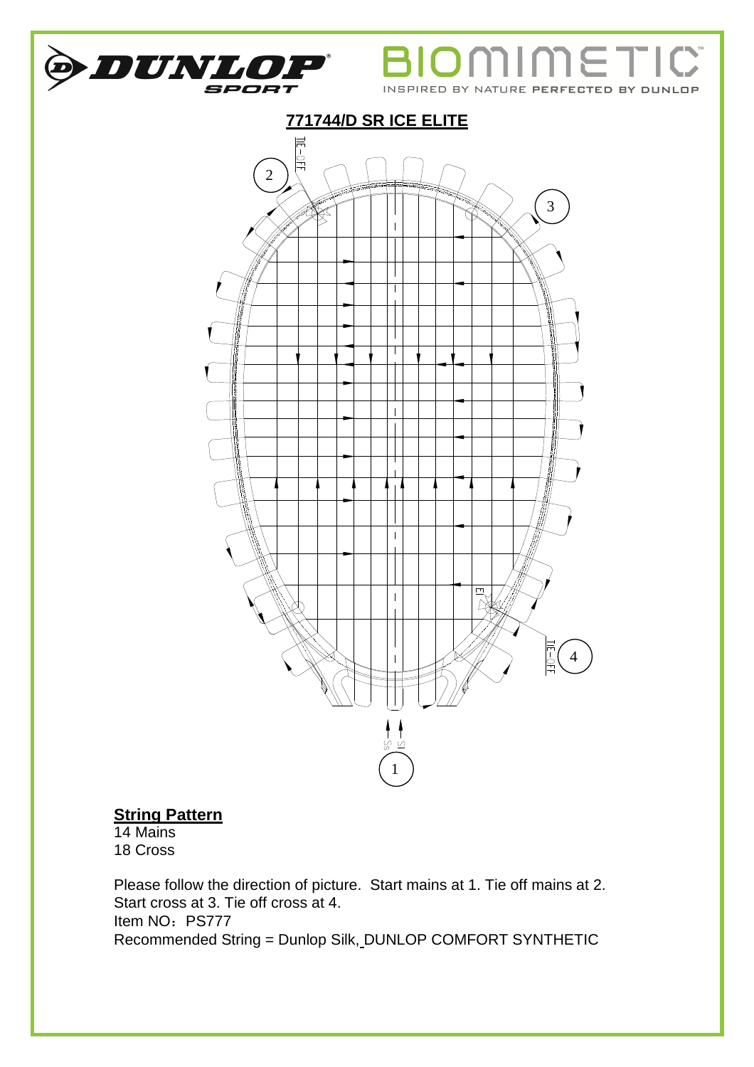DUNLOP SPORT

BIOMIMETIC

INSPIRED BY NATURE PERFECTED BY DUNLOP

## 771744/D SR ICE ELITE

### String Pattern

14 Mains
18 Cross

Please follow the direction of picture. Start mains at 1. Tie off mains at 2.
Start cross at 3. Tie off cross at 4.
Item NO：PS777
Recommended String = Dunlop Silk, DUNLOP COMFORT SYNTHETIC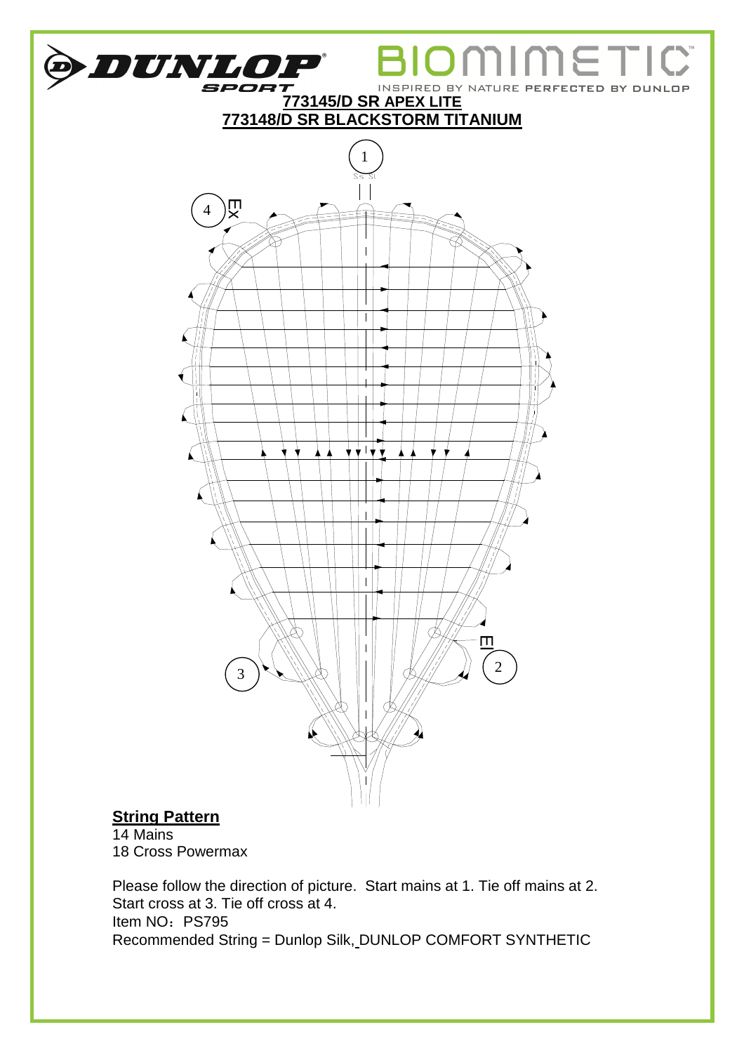# 773145/D SR APEX LITE
# 773148/D SR BLACKSTORM TITANIUM

## String Pattern

14 Mains
18 Cross Powermax

Please follow the direction of picture. Start mains at 1. Tie off mains at 2. Start cross at 3. Tie off cross at 4.
Item NO：PS795
Recommended String = Dunlop Silk, DUNLOP COMFORT SYNTHETIC